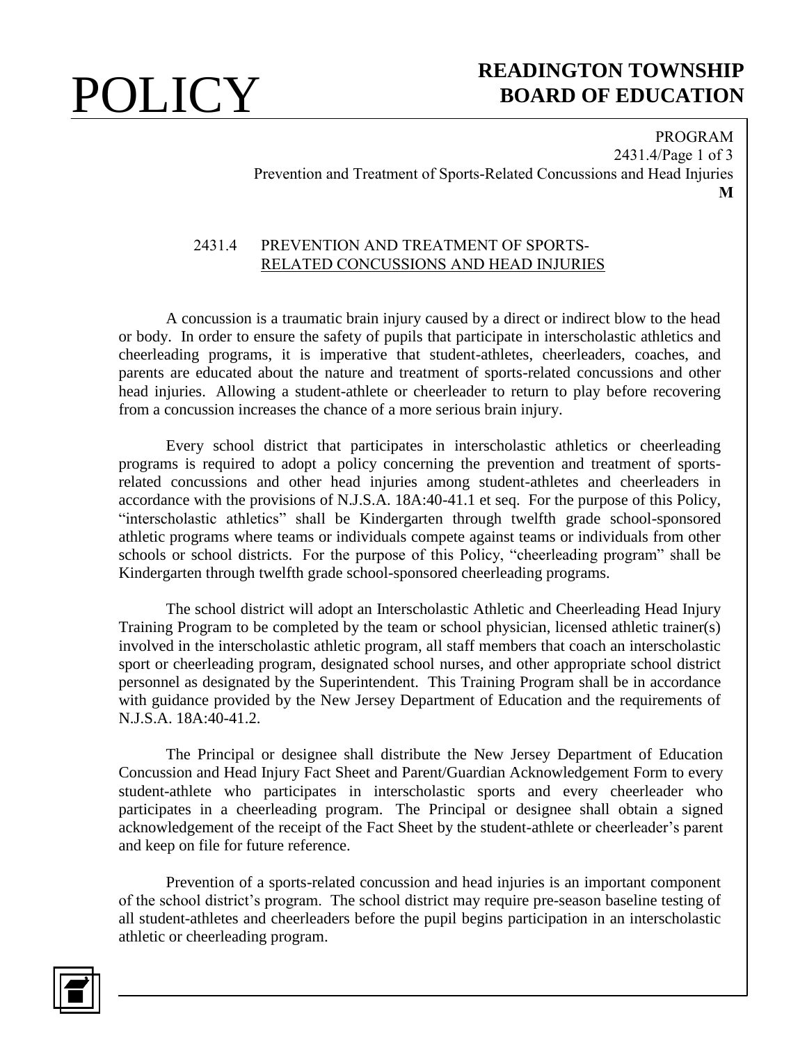# POLICY

## READINGTON TOWNSHIP BOARD OF EDUCATION

PROGRAM
2431.4/Page 1 of 3
Prevention and Treatment of Sports-Related Concussions and Head Injuries
**M**

### 2431.4 PREVENTION AND TREATMENT OF SPORTS-RELATED CONCUSSIONS AND HEAD INJURIES

A concussion is a traumatic brain injury caused by a direct or indirect blow to the head or body. In order to ensure the safety of pupils that participate in interscholastic athletics and cheerleading programs, it is imperative that student-athletes, cheerleaders, coaches, and parents are educated about the nature and treatment of sports-related concussions and other head injuries. Allowing a student-athlete or cheerleader to return to play before recovering from a concussion increases the chance of a more serious brain injury.

Every school district that participates in interscholastic athletics or cheerleading programs is required to adopt a policy concerning the prevention and treatment of sports-related concussions and other head injuries among student-athletes and cheerleaders in accordance with the provisions of N.J.S.A. 18A:40-41.1 et seq. For the purpose of this Policy, "interscholastic athletics" shall be Kindergarten through twelfth grade school-sponsored athletic programs where teams or individuals compete against teams or individuals from other schools or school districts. For the purpose of this Policy, "cheerleading program" shall be Kindergarten through twelfth grade school-sponsored cheerleading programs.

The school district will adopt an Interscholastic Athletic and Cheerleading Head Injury Training Program to be completed by the team or school physician, licensed athletic trainer(s) involved in the interscholastic athletic program, all staff members that coach an interscholastic sport or cheerleading program, designated school nurses, and other appropriate school district personnel as designated by the Superintendent. This Training Program shall be in accordance with guidance provided by the New Jersey Department of Education and the requirements of N.J.S.A. 18A:40-41.2.

The Principal or designee shall distribute the New Jersey Department of Education Concussion and Head Injury Fact Sheet and Parent/Guardian Acknowledgement Form to every student-athlete who participates in interscholastic sports and every cheerleader who participates in a cheerleading program. The Principal or designee shall obtain a signed acknowledgement of the receipt of the Fact Sheet by the student-athlete or cheerleader's parent and keep on file for future reference.

Prevention of a sports-related concussion and head injuries is an important component of the school district's program. The school district may require pre-season baseline testing of all student-athletes and cheerleaders before the pupil begins participation in an interscholastic athletic or cheerleading program.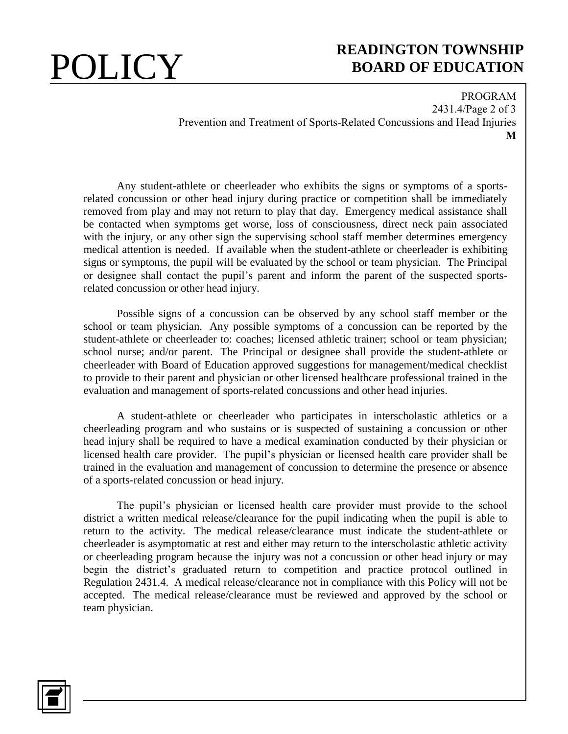Any student-athlete or cheerleader who exhibits the signs or symptoms of a sports-related concussion or other head injury during practice or competition shall be immediately removed from play and may not return to play that day. Emergency medical assistance shall be contacted when symptoms get worse, loss of consciousness, direct neck pain associated with the injury, or any other sign the supervising school staff member determines emergency medical attention is needed. If available when the student-athlete or cheerleader is exhibiting signs or symptoms, the pupil will be evaluated by the school or team physician. The Principal or designee shall contact the pupil's parent and inform the parent of the suspected sports-related concussion or other head injury.

Possible signs of a concussion can be observed by any school staff member or the school or team physician. Any possible symptoms of a concussion can be reported by the student-athlete or cheerleader to: coaches; licensed athletic trainer; school or team physician; school nurse; and/or parent. The Principal or designee shall provide the student-athlete or cheerleader with Board of Education approved suggestions for management/medical checklist to provide to their parent and physician or other licensed healthcare professional trained in the evaluation and management of sports-related concussions and other head injuries.

A student-athlete or cheerleader who participates in interscholastic athletics or a cheerleading program and who sustains or is suspected of sustaining a concussion or other head injury shall be required to have a medical examination conducted by their physician or licensed health care provider. The pupil's physician or licensed health care provider shall be trained in the evaluation and management of concussion to determine the presence or absence of a sports-related concussion or head injury.

The pupil's physician or licensed health care provider must provide to the school district a written medical release/clearance for the pupil indicating when the pupil is able to return to the activity. The medical release/clearance must indicate the student-athlete or cheerleader is asymptomatic at rest and either may return to the interscholastic athletic activity or cheerleading program because the injury was not a concussion or other head injury or may begin the district's graduated return to competition and practice protocol outlined in Regulation 2431.4. A medical release/clearance not in compliance with this Policy will not be accepted. The medical release/clearance must be reviewed and approved by the school or team physician.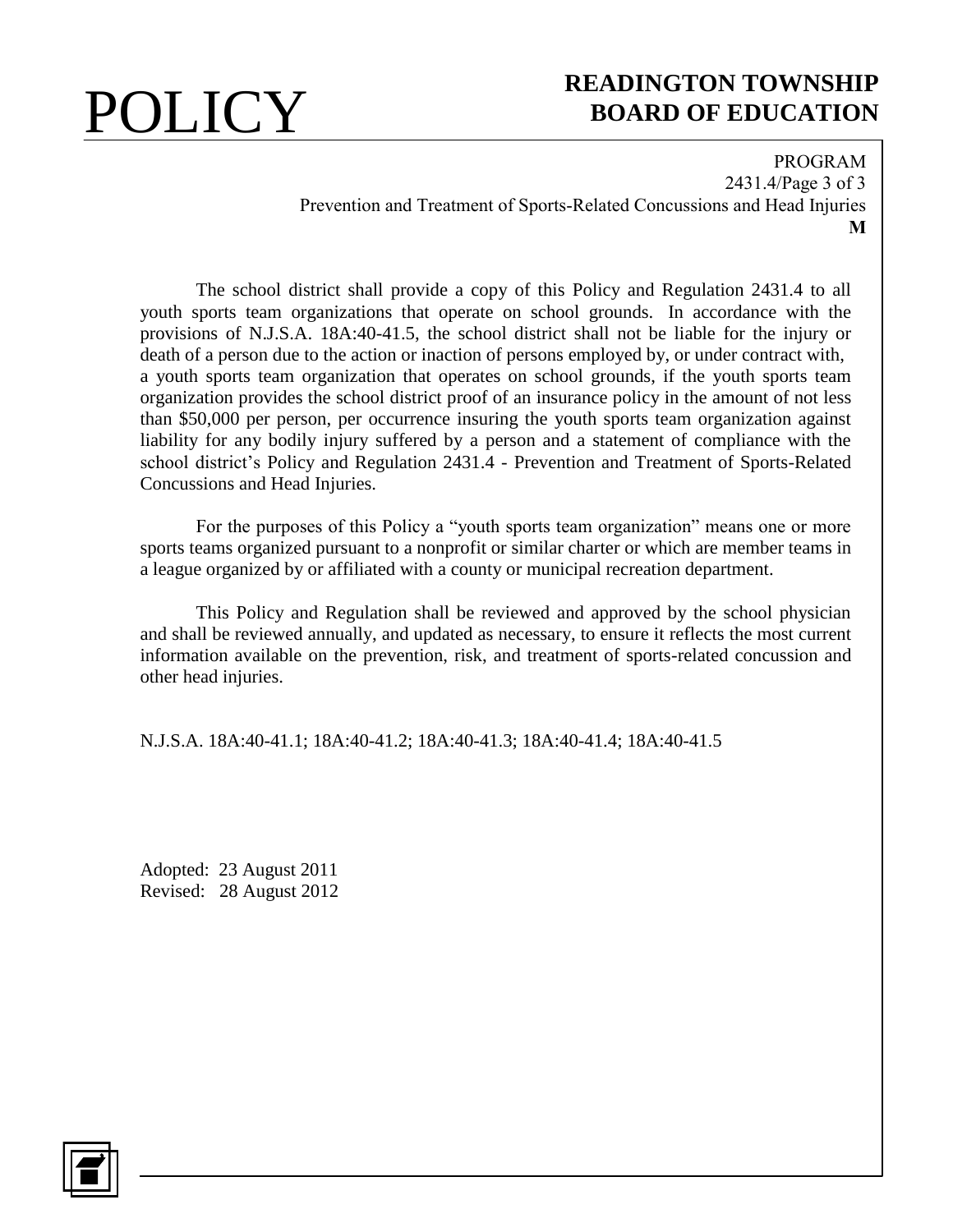The school district shall provide a copy of this Policy and Regulation 2431.4 to all youth sports team organizations that operate on school grounds. In accordance with the provisions of N.J.S.A. 18A:40-41.5, the school district shall not be liable for the injury or death of a person due to the action or inaction of persons employed by, or under contract with, a youth sports team organization that operates on school grounds, if the youth sports team organization provides the school district proof of an insurance policy in the amount of not less than $50,000 per person, per occurrence insuring the youth sports team organization against liability for any bodily injury suffered by a person and a statement of compliance with the school district's Policy and Regulation 2431.4 - Prevention and Treatment of Sports-Related Concussions and Head Injuries.

For the purposes of this Policy a "youth sports team organization" means one or more sports teams organized pursuant to a nonprofit or similar charter or which are member teams in a league organized by or affiliated with a county or municipal recreation department.

This Policy and Regulation shall be reviewed and approved by the school physician and shall be reviewed annually, and updated as necessary, to ensure it reflects the most current information available on the prevention, risk, and treatment of sports-related concussion and other head injuries.

N.J.S.A. 18A:40-41.1; 18A:40-41.2; 18A:40-41.3; 18A:40-41.4; 18A:40-41.5

Adopted: 23 August 2011
Revised: 28 August 2012